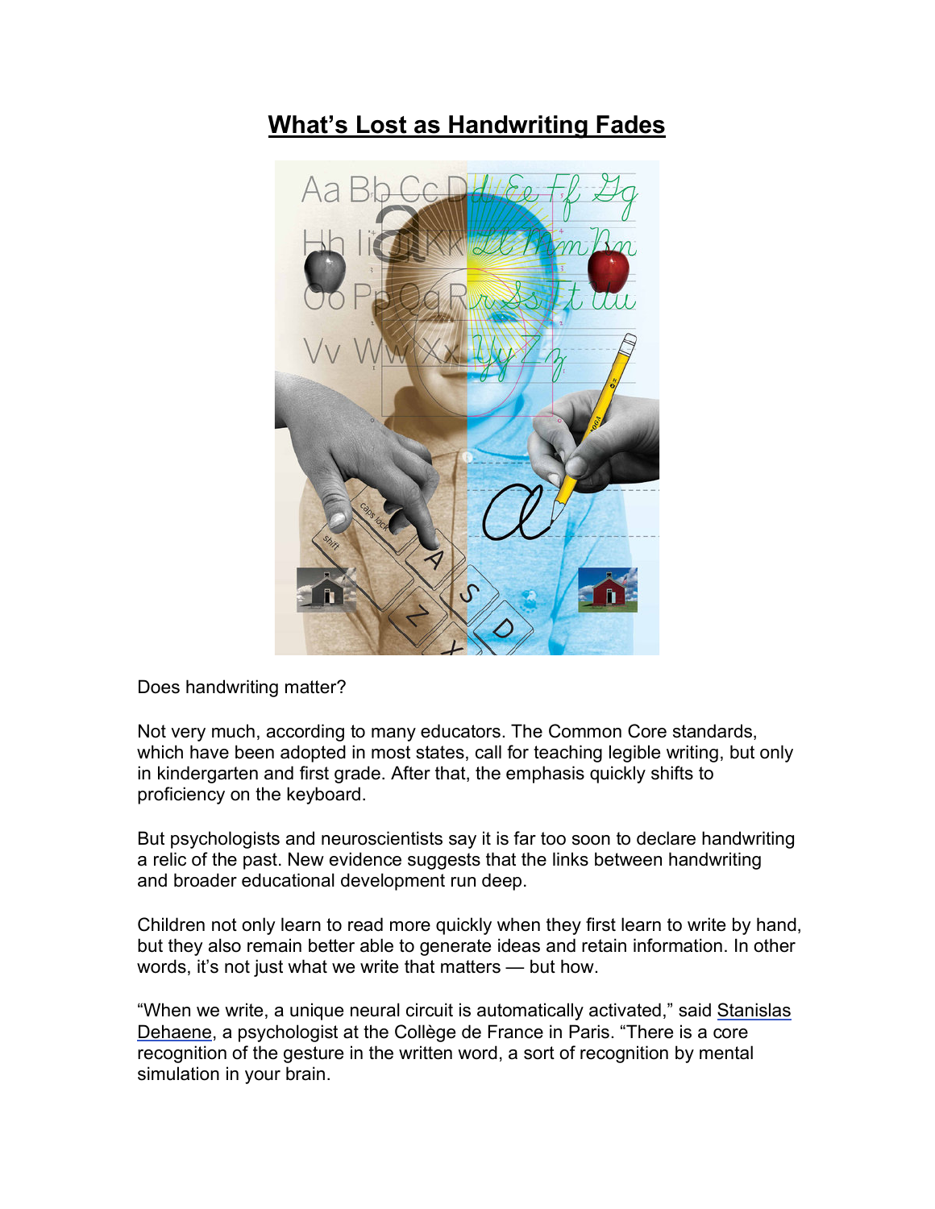# What's Lost as Handwriting Fades

Does handwriting matter?

Not very much, according to many educators. The Common Core standards, which have been adopted in most states, call for teaching legible writing, but only in kindergarten and first grade. After that, the emphasis quickly shifts to proficiency on the keyboard.

But psychologists and neuroscientists say it is far too soon to declare handwriting a relic of the past. New evidence suggests that the links between handwriting and broader educational development run deep.

Children not only learn to read more quickly when they first learn to write by hand, but they also remain better able to generate ideas and retain information. In other words, it's not just what we write that matters — but how.

"When we write, a unique neural circuit is automatically activated," said Stanislas Dehaene, a psychologist at the Collège de France in Paris. "There is a core recognition of the gesture in the written word, a sort of recognition by mental simulation in your brain.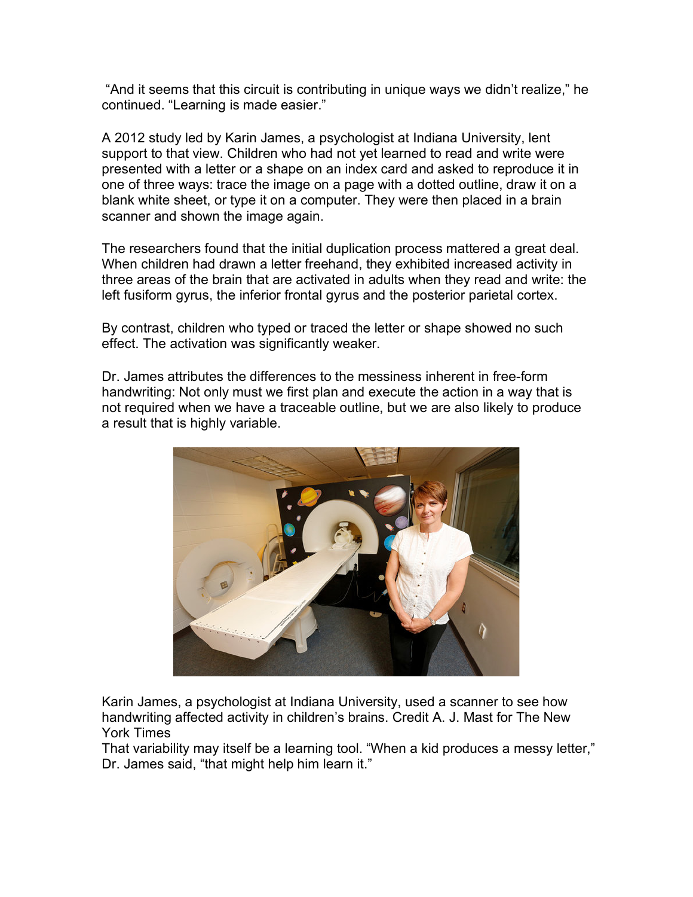"And it seems that this circuit is contributing in unique ways we didn't realize," he continued. "Learning is made easier."

A 2012 study led by Karin James, a psychologist at Indiana University, lent support to that view. Children who had not yet learned to read and write were presented with a letter or a shape on an index card and asked to reproduce it in one of three ways: trace the image on a page with a dotted outline, draw it on a blank white sheet, or type it on a computer. They were then placed in a brain scanner and shown the image again.

The researchers found that the initial duplication process mattered a great deal. When children had drawn a letter freehand, they exhibited increased activity in three areas of the brain that are activated in adults when they read and write: the left fusiform gyrus, the inferior frontal gyrus and the posterior parietal cortex.

By contrast, children who typed or traced the letter or shape showed no such effect. The activation was significantly weaker.

Dr. James attributes the differences to the messiness inherent in free-form handwriting: Not only must we first plan and execute the action in a way that is not required when we have a traceable outline, but we are also likely to produce a result that is highly variable.

Karin James, a psychologist at Indiana University, used a scanner to see how handwriting affected activity in children's brains. Credit A. J. Mast for The New York Times

That variability may itself be a learning tool. "When a kid produces a messy letter," Dr. James said, "that might help him learn it."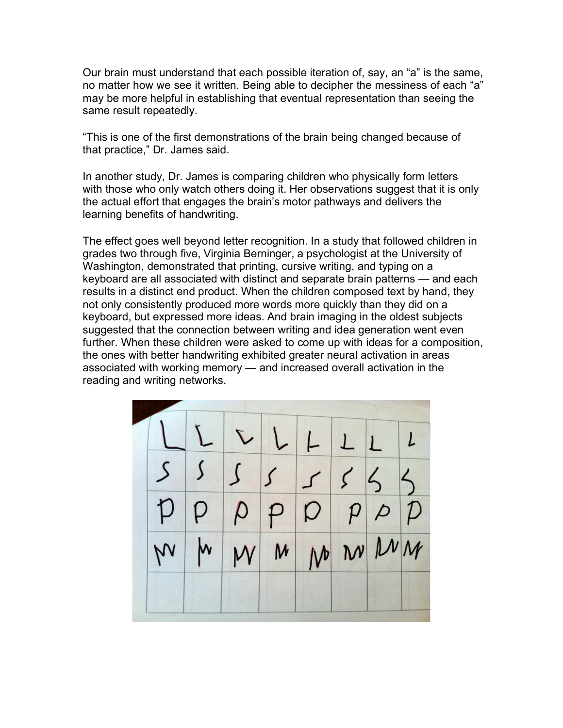Our brain must understand that each possible iteration of, say, an “a” is the same, no matter how we see it written. Being able to decipher the messiness of each “a” may be more helpful in establishing that eventual representation than seeing the same result repeatedly.

“This is one of the first demonstrations of the brain being changed because of that practice,” Dr. James said.

In another study, Dr. James is comparing children who physically form letters with those who only watch others doing it. Her observations suggest that it is only the actual effort that engages the brain’s motor pathways and delivers the learning benefits of handwriting.

The effect goes well beyond letter recognition. In a study that followed children in grades two through five, Virginia Berninger, a psychologist at the University of Washington, demonstrated that printing, cursive writing, and typing on a keyboard are all associated with distinct and separate brain patterns — and each results in a distinct end product. When the children composed text by hand, they not only consistently produced more words more quickly than they did on a keyboard, but expressed more ideas. And brain imaging in the oldest subjects suggested that the connection between writing and idea generation went even further. When these children were asked to come up with ideas for a composition, the ones with better handwriting exhibited greater neural activation in areas associated with working memory — and increased overall activation in the reading and writing networks.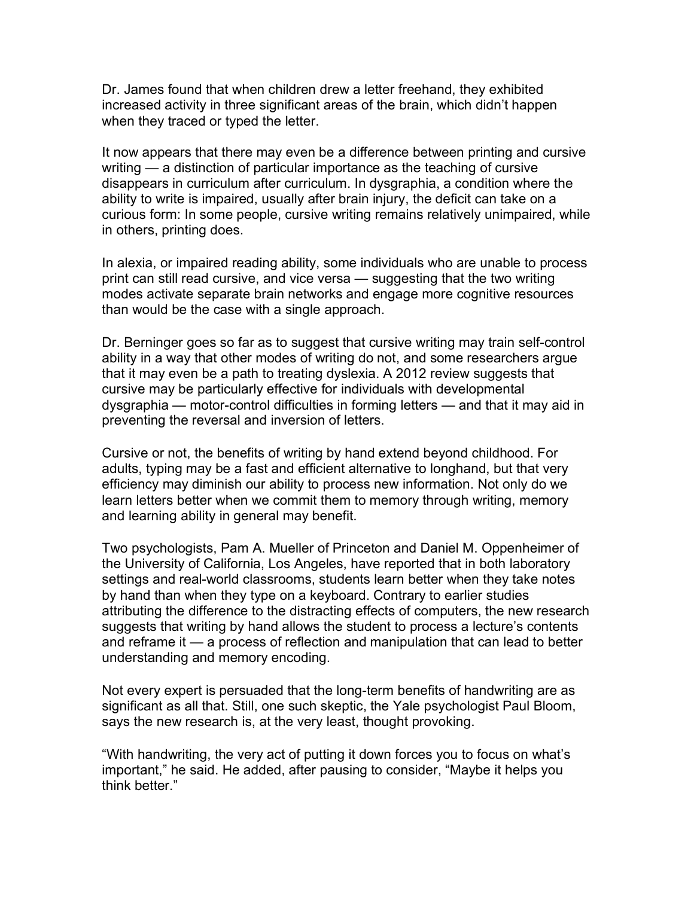Dr. James found that when children drew a letter freehand, they exhibited increased activity in three significant areas of the brain, which didn't happen when they traced or typed the letter.

It now appears that there may even be a difference between printing and cursive writing — a distinction of particular importance as the teaching of cursive disappears in curriculum after curriculum. In dysgraphia, a condition where the ability to write is impaired, usually after brain injury, the deficit can take on a curious form: In some people, cursive writing remains relatively unimpaired, while in others, printing does.

In alexia, or impaired reading ability, some individuals who are unable to process print can still read cursive, and vice versa — suggesting that the two writing modes activate separate brain networks and engage more cognitive resources than would be the case with a single approach.

Dr. Berninger goes so far as to suggest that cursive writing may train self-control ability in a way that other modes of writing do not, and some researchers argue that it may even be a path to treating dyslexia. A 2012 review suggests that cursive may be particularly effective for individuals with developmental dysgraphia — motor-control difficulties in forming letters — and that it may aid in preventing the reversal and inversion of letters.

Cursive or not, the benefits of writing by hand extend beyond childhood. For adults, typing may be a fast and efficient alternative to longhand, but that very efficiency may diminish our ability to process new information. Not only do we learn letters better when we commit them to memory through writing, memory and learning ability in general may benefit.

Two psychologists, Pam A. Mueller of Princeton and Daniel M. Oppenheimer of the University of California, Los Angeles, have reported that in both laboratory settings and real-world classrooms, students learn better when they take notes by hand than when they type on a keyboard. Contrary to earlier studies attributing the difference to the distracting effects of computers, the new research suggests that writing by hand allows the student to process a lecture's contents and reframe it — a process of reflection and manipulation that can lead to better understanding and memory encoding.

Not every expert is persuaded that the long-term benefits of handwriting are as significant as all that. Still, one such skeptic, the Yale psychologist Paul Bloom, says the new research is, at the very least, thought provoking.

"With handwriting, the very act of putting it down forces you to focus on what's important," he said. He added, after pausing to consider, "Maybe it helps you think better."